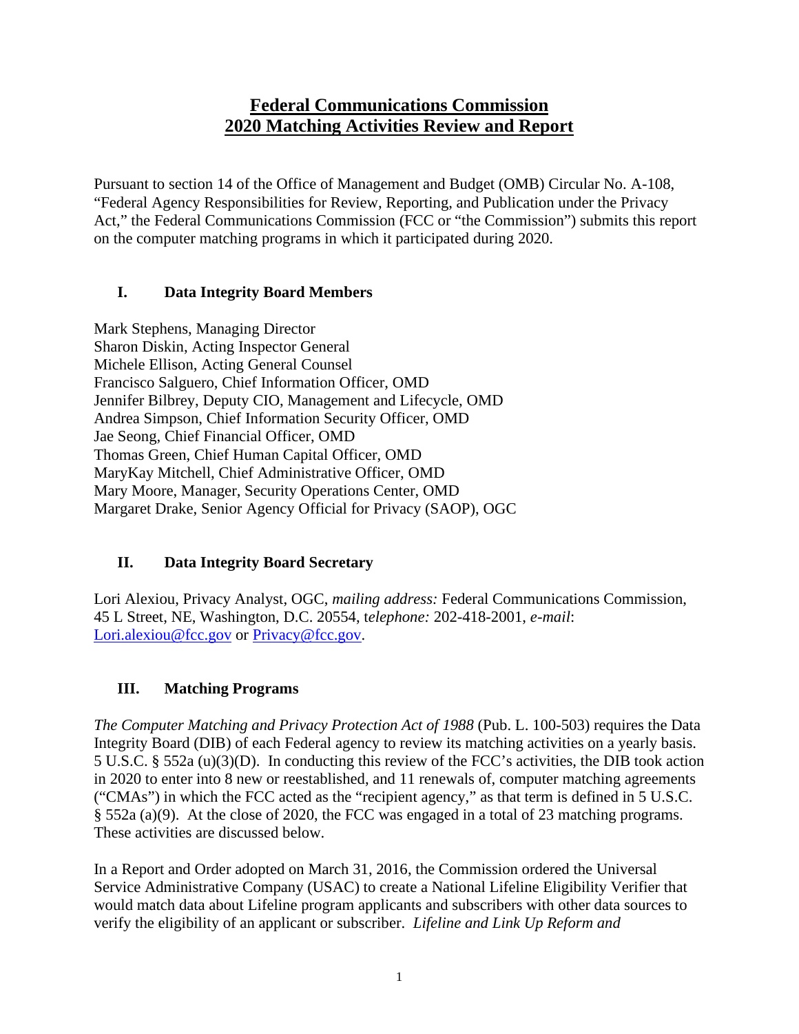# Federal Communications Commission
# 2020 Matching Activities Review and Report

Pursuant to section 14 of the Office of Management and Budget (OMB) Circular No. A-108, "Federal Agency Responsibilities for Review, Reporting, and Publication under the Privacy Act," the Federal Communications Commission (FCC or "the Commission") submits this report on the computer matching programs in which it participated during 2020.

## I. Data Integrity Board Members

Mark Stephens, Managing Director
Sharon Diskin, Acting Inspector General
Michele Ellison, Acting General Counsel
Francisco Salguero, Chief Information Officer, OMD
Jennifer Bilbrey, Deputy CIO, Management and Lifecycle, OMD
Andrea Simpson, Chief Information Security Officer, OMD
Jae Seong, Chief Financial Officer, OMD
Thomas Green, Chief Human Capital Officer, OMD
MaryKay Mitchell, Chief Administrative Officer, OMD
Mary Moore, Manager, Security Operations Center, OMD
Margaret Drake, Senior Agency Official for Privacy (SAOP), OGC

## II. Data Integrity Board Secretary

Lori Alexiou, Privacy Analyst, OGC, *mailing address:* Federal Communications Commission, 45 L Street, NE, Washington, D.C. 20554, t*elephone:* 202-418-2001, *e-mail*: Lori.alexiou@fcc.gov or Privacy@fcc.gov.

## III. Matching Programs

*The Computer Matching and Privacy Protection Act of 1988* (Pub. L. 100-503) requires the Data Integrity Board (DIB) of each Federal agency to review its matching activities on a yearly basis. 5 U.S.C. § 552a (u)(3)(D). In conducting this review of the FCC's activities, the DIB took action in 2020 to enter into 8 new or reestablished, and 11 renewals of, computer matching agreements ("CMAs") in which the FCC acted as the "recipient agency," as that term is defined in 5 U.S.C. § 552a (a)(9). At the close of 2020, the FCC was engaged in a total of 23 matching programs. These activities are discussed below.

In a Report and Order adopted on March 31, 2016, the Commission ordered the Universal Service Administrative Company (USAC) to create a National Lifeline Eligibility Verifier that would match data about Lifeline program applicants and subscribers with other data sources to verify the eligibility of an applicant or subscriber. *Lifeline and Link Up Reform and*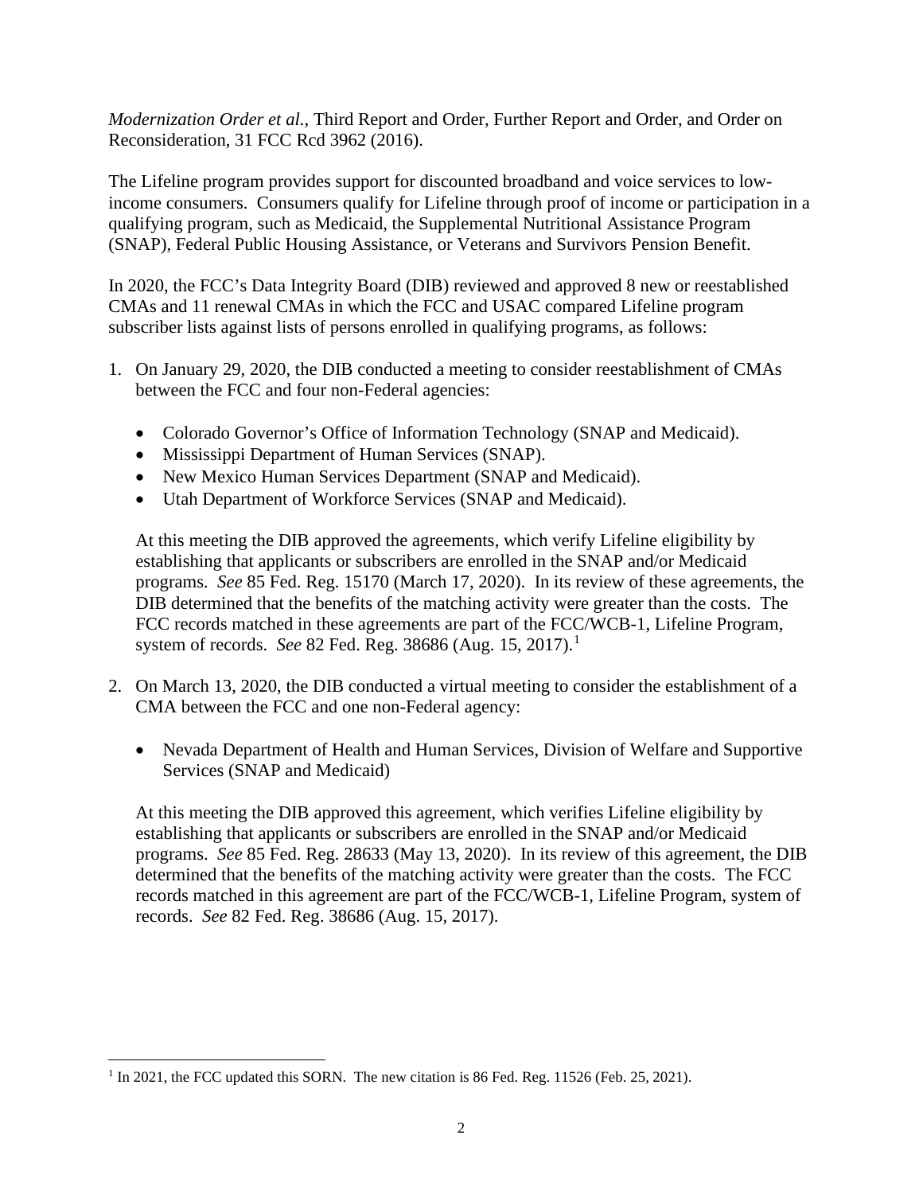*Modernization Order et al.*, Third Report and Order, Further Report and Order, and Order on Reconsideration, 31 FCC Rcd 3962 (2016).

The Lifeline program provides support for discounted broadband and voice services to low-income consumers. Consumers qualify for Lifeline through proof of income or participation in a qualifying program, such as Medicaid, the Supplemental Nutritional Assistance Program (SNAP), Federal Public Housing Assistance, or Veterans and Survivors Pension Benefit.

In 2020, the FCC's Data Integrity Board (DIB) reviewed and approved 8 new or reestablished CMAs and 11 renewal CMAs in which the FCC and USAC compared Lifeline program subscriber lists against lists of persons enrolled in qualifying programs, as follows:

1. On January 29, 2020, the DIB conducted a meeting to consider reestablishment of CMAs between the FCC and four non-Federal agencies:

   - Colorado Governor's Office of Information Technology (SNAP and Medicaid).
   - Mississippi Department of Human Services (SNAP).
   - New Mexico Human Services Department (SNAP and Medicaid).
   - Utah Department of Workforce Services (SNAP and Medicaid).

   At this meeting the DIB approved the agreements, which verify Lifeline eligibility by establishing that applicants or subscribers are enrolled in the SNAP and/or Medicaid programs. *See* 85 Fed. Reg. 15170 (March 17, 2020). In its review of these agreements, the DIB determined that the benefits of the matching activity were greater than the costs. The FCC records matched in these agreements are part of the FCC/WCB-1, Lifeline Program, system of records. *See* 82 Fed. Reg. 38686 (Aug. 15, 2017).[1]

2. On March 13, 2020, the DIB conducted a virtual meeting to consider the establishment of a CMA between the FCC and one non-Federal agency:

   - Nevada Department of Health and Human Services, Division of Welfare and Supportive Services (SNAP and Medicaid)

   At this meeting the DIB approved this agreement, which verifies Lifeline eligibility by establishing that applicants or subscribers are enrolled in the SNAP and/or Medicaid programs. *See* 85 Fed. Reg. 28633 (May 13, 2020). In its review of this agreement, the DIB determined that the benefits of the matching activity were greater than the costs. The FCC records matched in this agreement are part of the FCC/WCB-1, Lifeline Program, system of records. *See* 82 Fed. Reg. 38686 (Aug. 15, 2017).

---

[1] In 2021, the FCC updated this SORN. The new citation is 86 Fed. Reg. 11526 (Feb. 25, 2021).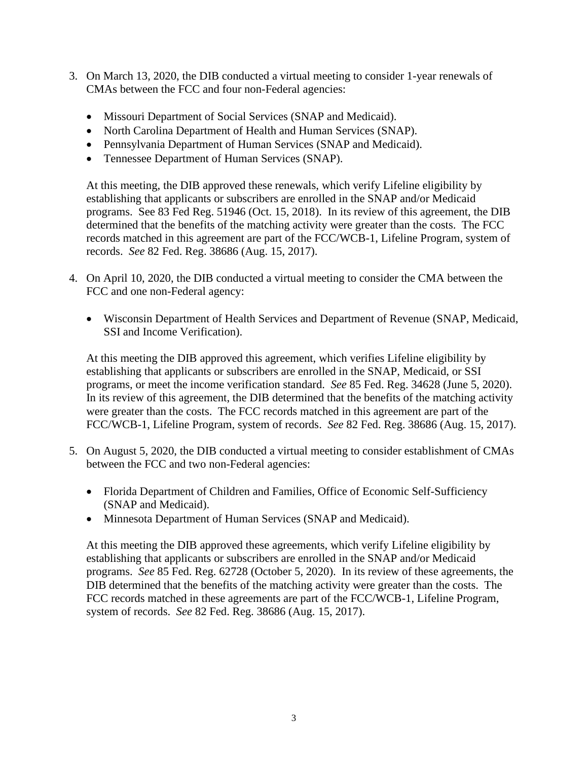3. On March 13, 2020, the DIB conducted a virtual meeting to consider 1-year renewals of CMAs between the FCC and four non-Federal agencies:

   - Missouri Department of Social Services (SNAP and Medicaid).
   - North Carolina Department of Health and Human Services (SNAP).
   - Pennsylvania Department of Human Services (SNAP and Medicaid).
   - Tennessee Department of Human Services (SNAP).

   At this meeting, the DIB approved these renewals, which verify Lifeline eligibility by establishing that applicants or subscribers are enrolled in the SNAP and/or Medicaid programs. See 83 Fed Reg. 51946 (Oct. 15, 2018). In its review of this agreement, the DIB determined that the benefits of the matching activity were greater than the costs. The FCC records matched in this agreement are part of the FCC/WCB-1, Lifeline Program, system of records. *See* 82 Fed. Reg. 38686 (Aug. 15, 2017).

4. On April 10, 2020, the DIB conducted a virtual meeting to consider the CMA between the FCC and one non-Federal agency:

   - Wisconsin Department of Health Services and Department of Revenue (SNAP, Medicaid, SSI and Income Verification).

   At this meeting the DIB approved this agreement, which verifies Lifeline eligibility by establishing that applicants or subscribers are enrolled in the SNAP, Medicaid, or SSI programs, or meet the income verification standard. *See* 85 Fed. Reg. 34628 (June 5, 2020). In its review of this agreement, the DIB determined that the benefits of the matching activity were greater than the costs. The FCC records matched in this agreement are part of the FCC/WCB-1, Lifeline Program, system of records. *See* 82 Fed. Reg. 38686 (Aug. 15, 2017).

5. On August 5, 2020, the DIB conducted a virtual meeting to consider establishment of CMAs between the FCC and two non-Federal agencies:

   - Florida Department of Children and Families, Office of Economic Self-Sufficiency (SNAP and Medicaid).
   - Minnesota Department of Human Services (SNAP and Medicaid).

   At this meeting the DIB approved these agreements, which verify Lifeline eligibility by establishing that applicants or subscribers are enrolled in the SNAP and/or Medicaid programs. *See* 85 Fed. Reg. 62728 (October 5, 2020). In its review of these agreements, the DIB determined that the benefits of the matching activity were greater than the costs. The FCC records matched in these agreements are part of the FCC/WCB-1, Lifeline Program, system of records. *See* 82 Fed. Reg. 38686 (Aug. 15, 2017).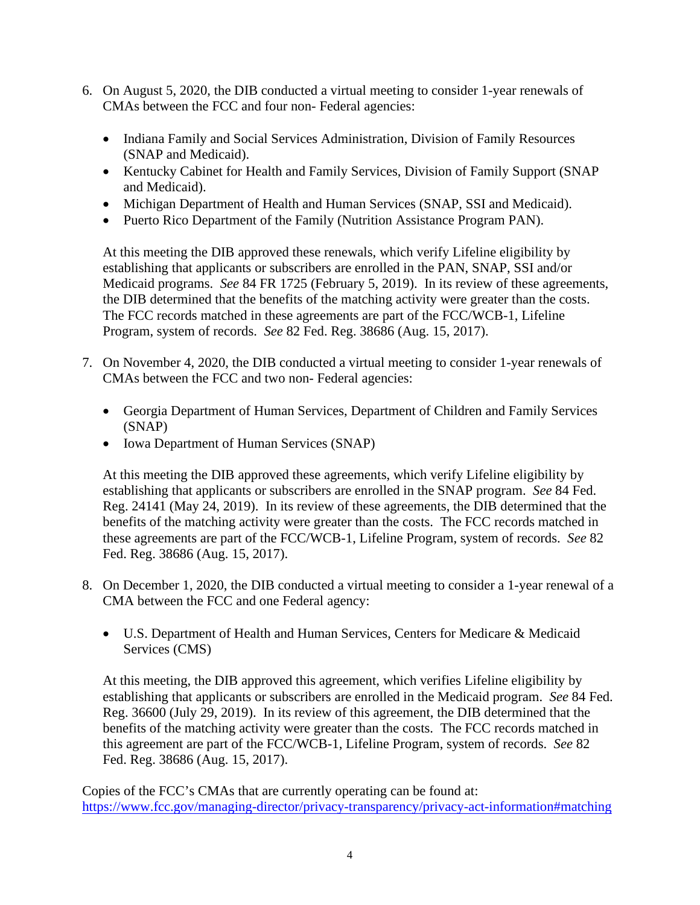6. On August 5, 2020, the DIB conducted a virtual meeting to consider 1-year renewals of CMAs between the FCC and four non- Federal agencies:

    - Indiana Family and Social Services Administration, Division of Family Resources (SNAP and Medicaid).
    - Kentucky Cabinet for Health and Family Services, Division of Family Support (SNAP and Medicaid).
    - Michigan Department of Health and Human Services (SNAP, SSI and Medicaid).
    - Puerto Rico Department of the Family (Nutrition Assistance Program PAN).

    At this meeting the DIB approved these renewals, which verify Lifeline eligibility by establishing that applicants or subscribers are enrolled in the PAN, SNAP, SSI and/or Medicaid programs. *See* 84 FR 1725 (February 5, 2019). In its review of these agreements, the DIB determined that the benefits of the matching activity were greater than the costs. The FCC records matched in these agreements are part of the FCC/WCB-1, Lifeline Program, system of records. *See* 82 Fed. Reg. 38686 (Aug. 15, 2017).

7. On November 4, 2020, the DIB conducted a virtual meeting to consider 1-year renewals of CMAs between the FCC and two non- Federal agencies:

    - Georgia Department of Human Services, Department of Children and Family Services (SNAP)
    - Iowa Department of Human Services (SNAP)

    At this meeting the DIB approved these agreements, which verify Lifeline eligibility by establishing that applicants or subscribers are enrolled in the SNAP program. *See* 84 Fed. Reg. 24141 (May 24, 2019). In its review of these agreements, the DIB determined that the benefits of the matching activity were greater than the costs. The FCC records matched in these agreements are part of the FCC/WCB-1, Lifeline Program, system of records. *See* 82 Fed. Reg. 38686 (Aug. 15, 2017).

8. On December 1, 2020, the DIB conducted a virtual meeting to consider a 1-year renewal of a CMA between the FCC and one Federal agency:

    - U.S. Department of Health and Human Services, Centers for Medicare & Medicaid Services (CMS)

    At this meeting, the DIB approved this agreement, which verifies Lifeline eligibility by establishing that applicants or subscribers are enrolled in the Medicaid program. *See* 84 Fed. Reg. 36600 (July 29, 2019). In its review of this agreement, the DIB determined that the benefits of the matching activity were greater than the costs. The FCC records matched in this agreement are part of the FCC/WCB-1, Lifeline Program, system of records. *See* 82 Fed. Reg. 38686 (Aug. 15, 2017).

Copies of the FCC's CMAs that are currently operating can be found at:
https://www.fcc.gov/managing-director/privacy-transparency/privacy-act-information#matching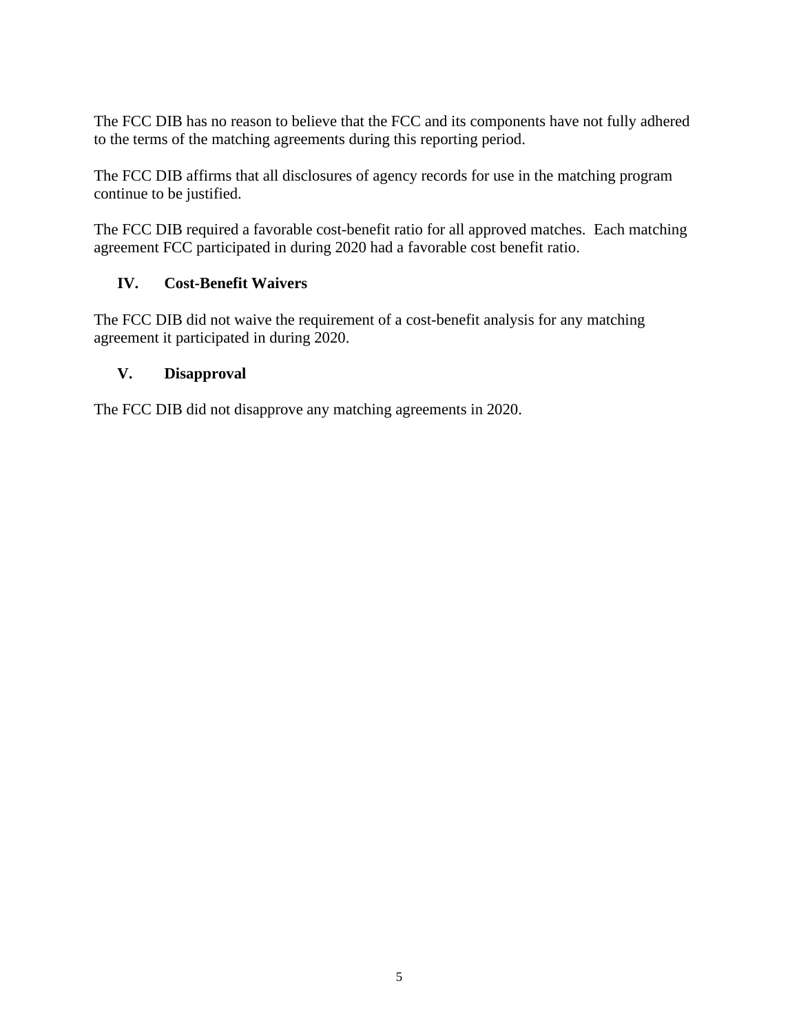The FCC DIB has no reason to believe that the FCC and its components have not fully adhered to the terms of the matching agreements during this reporting period.

The FCC DIB affirms that all disclosures of agency records for use in the matching program continue to be justified.

The FCC DIB required a favorable cost-benefit ratio for all approved matches.  Each matching agreement FCC participated in during 2020 had a favorable cost benefit ratio.

## IV. Cost-Benefit Waivers

The FCC DIB did not waive the requirement of a cost-benefit analysis for any matching agreement it participated in during 2020.

## V. Disapproval

The FCC DIB did not disapprove any matching agreements in 2020.